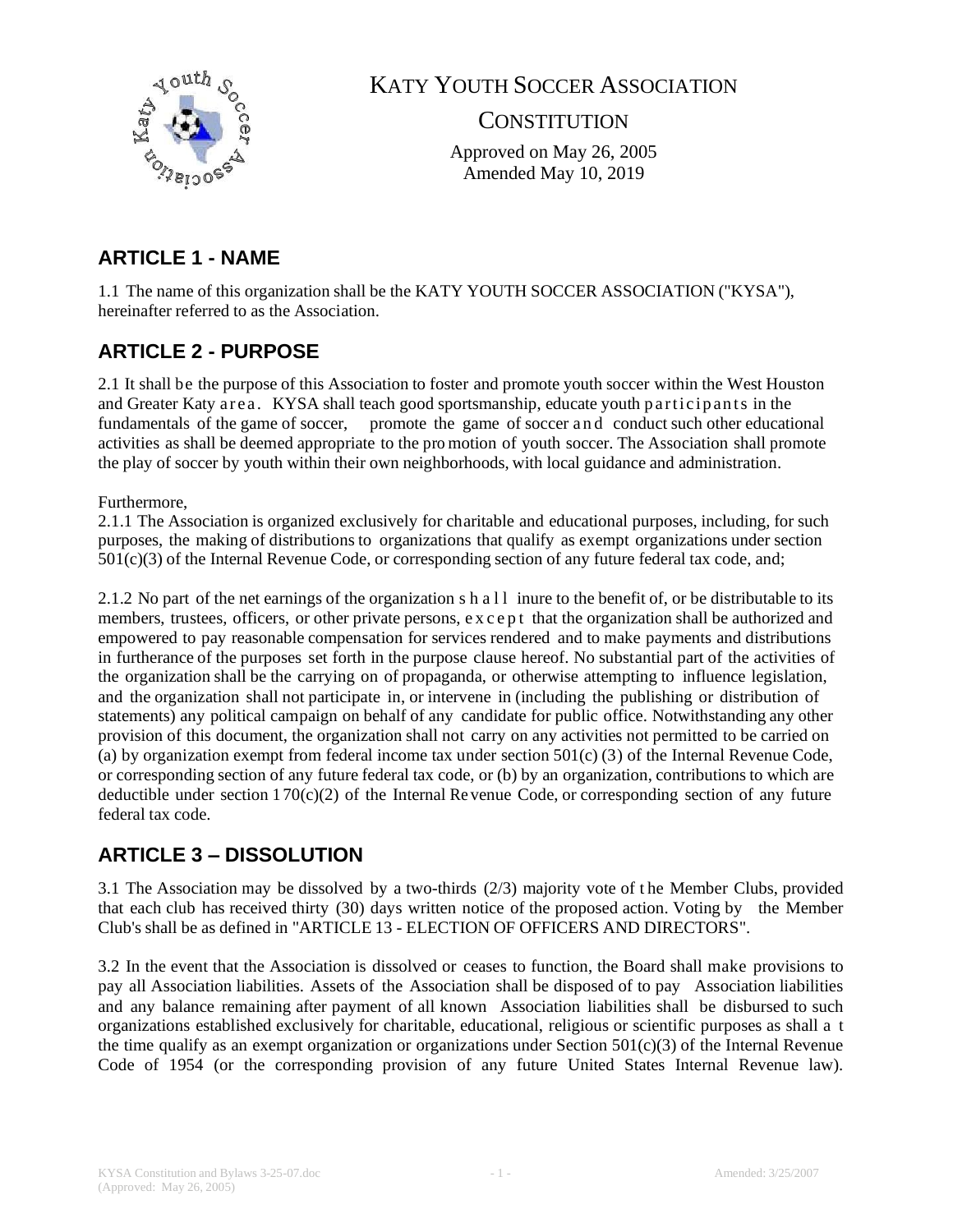# KATY YOUTH SOCCER ASSOCIATION

## CONSTITUTION

Approved on May 26, 2005
Amended May 10, 2019

## ARTICLE 1 - NAME

1.1 The name of this organization shall be the KATY YOUTH SOCCER ASSOCIATION ("KYSA"), hereinafter referred to as the Association.

## ARTICLE 2 - PURPOSE

2.1 It shall be the purpose of this Association to foster and promote youth soccer within the West Houston and Greater Katy area. KYSA shall teach good sportsmanship, educate youth participants in the fundamentals of the game of soccer, promote the game of soccer and conduct such other educational activities as shall be deemed appropriate to the promotion of youth soccer. The Association shall promote the play of soccer by youth within their own neighborhoods, with local guidance and administration.

Furthermore,

2.1.1 The Association is organized exclusively for charitable and educational purposes, including, for such purposes, the making of distributions to organizations that qualify as exempt organizations under section 501(c)(3) of the Internal Revenue Code, or corresponding section of any future federal tax code, and;

2.1.2 No part of the net earnings of the organization shall inure to the benefit of, or be distributable to its members, trustees, officers, or other private persons, except that the organization shall be authorized and empowered to pay reasonable compensation for services rendered and to make payments and distributions in furtherance of the purposes set forth in the purpose clause hereof. No substantial part of the activities of the organization shall be the carrying on of propaganda, or otherwise attempting to influence legislation, and the organization shall not participate in, or intervene in (including the publishing or distribution of statements) any political campaign on behalf of any candidate for public office. Notwithstanding any other provision of this document, the organization shall not carry on any activities not permitted to be carried on (a) by organization exempt from federal income tax under section 501(c) (3) of the Internal Revenue Code, or corresponding section of any future federal tax code, or (b) by an organization, contributions to which are deductible under section 170(c)(2) of the Internal Revenue Code, or corresponding section of any future federal tax code.

## ARTICLE 3 – DISSOLUTION

3.1 The Association may be dissolved by a two-thirds (2/3) majority vote of the Member Clubs, provided that each club has received thirty (30) days written notice of the proposed action. Voting by the Member Club's shall be as defined in "ARTICLE 13 - ELECTION OF OFFICERS AND DIRECTORS".

3.2 In the event that the Association is dissolved or ceases to function, the Board shall make provisions to pay all Association liabilities. Assets of the Association shall be disposed of to pay Association liabilities and any balance remaining after payment of all known Association liabilities shall be disbursed to such organizations established exclusively for charitable, educational, religious or scientific purposes as shall at the time qualify as an exempt organization or organizations under Section 501(c)(3) of the Internal Revenue Code of 1954 (or the corresponding provision of any future United States Internal Revenue law).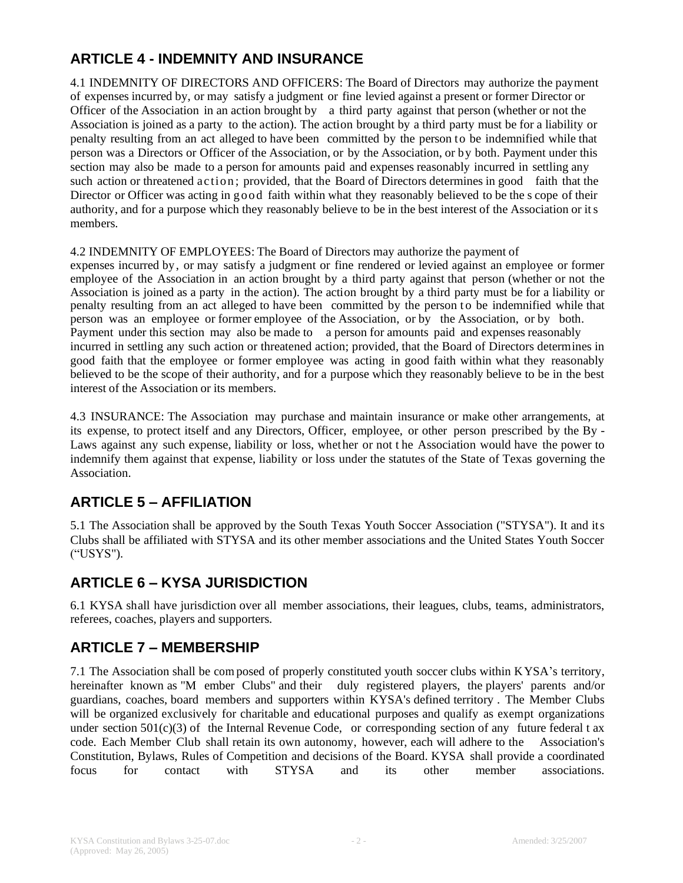## ARTICLE 4 - INDEMNITY AND INSURANCE

4.1 INDEMNITY OF DIRECTORS AND OFFICERS: The Board of Directors may authorize the payment of expenses incurred by, or may satisfy a judgment or fine levied against a present or former Director or Officer of the Association in an action brought by a third party against that person (whether or not the Association is joined as a party to the action). The action brought by a third party must be for a liability or penalty resulting from an act alleged to have been committed by the person to be indemnified while that person was a Directors or Officer of the Association, or by the Association, or by both. Payment under this section may also be made to a person for amounts paid and expenses reasonably incurred in settling any such action or threatened action; provided, that the Board of Directors determines in good faith that the Director or Officer was acting in good faith within what they reasonably believed to be the scope of their authority, and for a purpose which they reasonably believe to be in the best interest of the Association or its members.

4.2 INDEMNITY OF EMPLOYEES: The Board of Directors may authorize the payment of expenses incurred by, or may satisfy a judgment or fine rendered or levied against an employee or former employee of the Association in an action brought by a third party against that person (whether or not the Association is joined as a party in the action). The action brought by a third party must be for a liability or penalty resulting from an act alleged to have been committed by the person to be indemnified while that person was an employee or former employee of the Association, or by the Association, or by both. Payment under this section may also be made to a person for amounts paid and expenses reasonably incurred in settling any such action or threatened action; provided, that the Board of Directors determines in good faith that the employee or former employee was acting in good faith within what they reasonably believed to be the scope of their authority, and for a purpose which they reasonably believe to be in the best interest of the Association or its members.

4.3 INSURANCE: The Association may purchase and maintain insurance or make other arrangements, at its expense, to protect itself and any Directors, Officer, employee, or other person prescribed by the By-Laws against any such expense, liability or loss, whether or not the Association would have the power to indemnify them against that expense, liability or loss under the statutes of the State of Texas governing the Association.

## ARTICLE 5 – AFFILIATION

5.1 The Association shall be approved by the South Texas Youth Soccer Association ("STYSA"). It and its Clubs shall be affiliated with STYSA and its other member associations and the United States Youth Soccer ("USYS").

## ARTICLE 6 – KYSA JURISDICTION

6.1 KYSA shall have jurisdiction over all member associations, their leagues, clubs, teams, administrators, referees, coaches, players and supporters.

## ARTICLE 7 – MEMBERSHIP

7.1 The Association shall be composed of properly constituted youth soccer clubs within KYSA's territory, hereinafter known as "Member Clubs" and their duly registered players, the players' parents and/or guardians, coaches, board members and supporters within KYSA's defined territory. The Member Clubs will be organized exclusively for charitable and educational purposes and qualify as exempt organizations under section 501(c)(3) of the Internal Revenue Code, or corresponding section of any future federal tax code. Each Member Club shall retain its own autonomy, however, each will adhere to the Association's Constitution, Bylaws, Rules of Competition and decisions of the Board. KYSA shall provide a coordinated focus for contact with STYSA and its other member associations.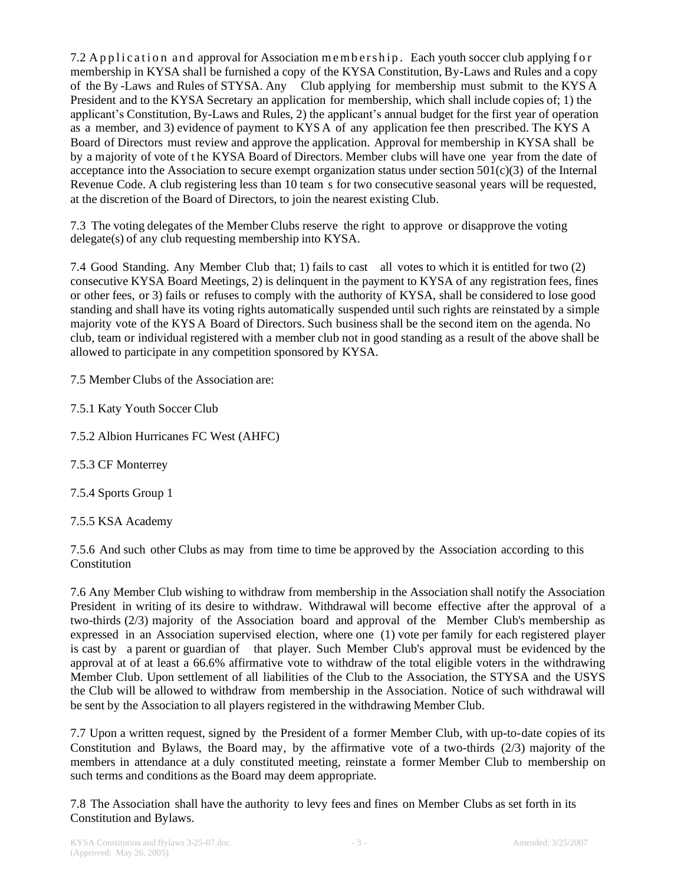7.2 Application and approval for Association membership. Each youth soccer club applying for membership in KYSA shall be furnished a copy of the KYSA Constitution, By-Laws and Rules and a copy of the By-Laws and Rules of STYSA. Any Club applying for membership must submit to the KYSA President and to the KYSA Secretary an application for membership, which shall include copies of; 1) the applicant's Constitution, By-Laws and Rules, 2) the applicant's annual budget for the first year of operation as a member, and 3) evidence of payment to KYSA of any application fee then prescribed. The KYSA Board of Directors must review and approve the application. Approval for membership in KYSA shall be by a majority of vote of the KYSA Board of Directors. Member clubs will have one year from the date of acceptance into the Association to secure exempt organization status under section 501(c)(3) of the Internal Revenue Code. A club registering less than 10 teams for two consecutive seasonal years will be requested, at the discretion of the Board of Directors, to join the nearest existing Club.

7.3 The voting delegates of the Member Clubs reserve the right to approve or disapprove the voting delegate(s) of any club requesting membership into KYSA.

7.4 Good Standing. Any Member Club that; 1) fails to cast all votes to which it is entitled for two (2) consecutive KYSA Board Meetings, 2) is delinquent in the payment to KYSA of any registration fees, fines or other fees, or 3) fails or refuses to comply with the authority of KYSA, shall be considered to lose good standing and shall have its voting rights automatically suspended until such rights are reinstated by a simple majority vote of the KYSA Board of Directors. Such business shall be the second item on the agenda. No club, team or individual registered with a member club not in good standing as a result of the above shall be allowed to participate in any competition sponsored by KYSA.

7.5 Member Clubs of the Association are:

7.5.1 Katy Youth Soccer Club

7.5.2 Albion Hurricanes FC West (AHFC)

7.5.3 CF Monterrey

7.5.4 Sports Group 1

7.5.5 KSA Academy

7.5.6 And such other Clubs as may from time to time be approved by the Association according to this Constitution

7.6 Any Member Club wishing to withdraw from membership in the Association shall notify the Association President in writing of its desire to withdraw. Withdrawal will become effective after the approval of a two-thirds (2/3) majority of the Association board and approval of the Member Club's membership as expressed in an Association supervised election, where one (1) vote per family for each registered player is cast by a parent or guardian of that player. Such Member Club's approval must be evidenced by the approval at of at least a 66.6% affirmative vote to withdraw of the total eligible voters in the withdrawing Member Club. Upon settlement of all liabilities of the Club to the Association, the STYSA and the USYS the Club will be allowed to withdraw from membership in the Association. Notice of such withdrawal will be sent by the Association to all players registered in the withdrawing Member Club.

7.7 Upon a written request, signed by the President of a former Member Club, with up-to-date copies of its Constitution and Bylaws, the Board may, by the affirmative vote of a two-thirds (2/3) majority of the members in attendance at a duly constituted meeting, reinstate a former Member Club to membership on such terms and conditions as the Board may deem appropriate.

7.8 The Association shall have the authority to levy fees and fines on Member Clubs as set forth in its Constitution and Bylaws.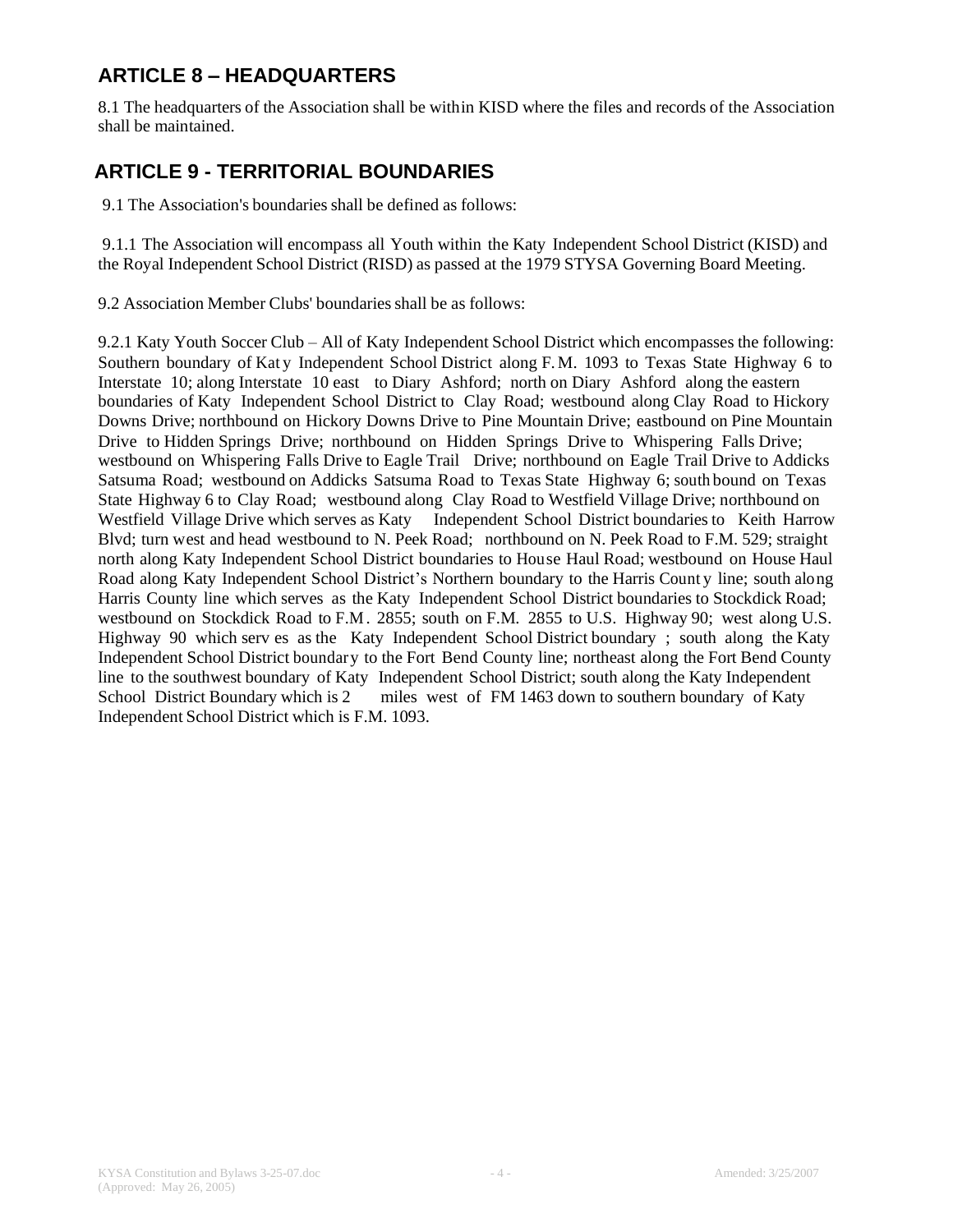## ARTICLE 8 – HEADQUARTERS

8.1 The headquarters of the Association shall be within KISD where the files and records of the Association shall be maintained.

## ARTICLE 9 - TERRITORIAL BOUNDARIES

9.1 The Association's boundaries shall be defined as follows:

9.1.1 The Association will encompass all Youth within the Katy Independent School District (KISD) and the Royal Independent School District (RISD) as passed at the 1979 STYSA Governing Board Meeting.

9.2 Association Member Clubs' boundaries shall be as follows:

9.2.1 Katy Youth Soccer Club – All of Katy Independent School District which encompasses the following: Southern boundary of Katy Independent School District along F.M. 1093 to Texas State Highway 6 to Interstate 10; along Interstate 10 east to Diary Ashford; north on Diary Ashford along the eastern boundaries of Katy Independent School District to Clay Road; westbound along Clay Road to Hickory Downs Drive; northbound on Hickory Downs Drive to Pine Mountain Drive; eastbound on Pine Mountain Drive to Hidden Springs Drive; northbound on Hidden Springs Drive to Whispering Falls Drive; westbound on Whispering Falls Drive to Eagle Trail Drive; northbound on Eagle Trail Drive to Addicks Satsuma Road; westbound on Addicks Satsuma Road to Texas State Highway 6; south bound on Texas State Highway 6 to Clay Road; westbound along Clay Road to Westfield Village Drive; northbound on Westfield Village Drive which serves as Katy Independent School District boundaries to Keith Harrow Blvd; turn west and head westbound to N. Peek Road; northbound on N. Peek Road to F.M. 529; straight north along Katy Independent School District boundaries to House Haul Road; westbound on House Haul Road along Katy Independent School District's Northern boundary to the Harris County line; south along Harris County line which serves as the Katy Independent School District boundaries to Stockdick Road; westbound on Stockdick Road to F.M. 2855; south on F.M. 2855 to U.S. Highway 90; west along U.S. Highway 90 which serves as the Katy Independent School District boundary ; south along the Katy Independent School District boundary to the Fort Bend County line; northeast along the Fort Bend County line to the southwest boundary of Katy Independent School District; south along the Katy Independent School District Boundary which is 2 miles west of FM 1463 down to southern boundary of Katy Independent School District which is F.M. 1093.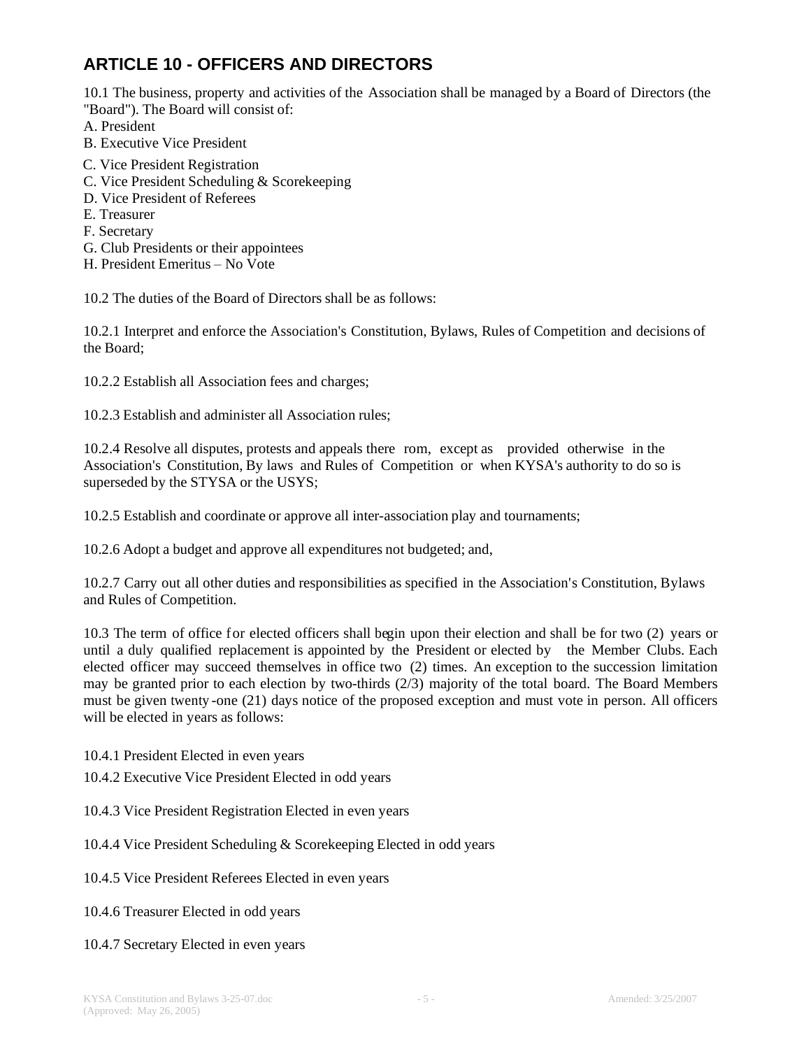## ARTICLE 10 - OFFICERS AND DIRECTORS

10.1 The business, property and activities of the Association shall be managed by a Board of Directors (the "Board"). The Board will consist of:

A. President
B. Executive Vice President
C. Vice President Registration
C. Vice President Scheduling & Scorekeeping
D. Vice President of Referees
E. Treasurer
F. Secretary
G. Club Presidents or their appointees
H. President Emeritus – No Vote

10.2 The duties of the Board of Directors shall be as follows:

10.2.1 Interpret and enforce the Association's Constitution, Bylaws, Rules of Competition and decisions of the Board;

10.2.2 Establish all Association fees and charges;

10.2.3 Establish and administer all Association rules;

10.2.4 Resolve all disputes, protests and appeals there rom, except as provided otherwise in the Association's Constitution, By laws and Rules of Competition or when KYSA's authority to do so is superseded by the STYSA or the USYS;

10.2.5 Establish and coordinate or approve all inter-association play and tournaments;

10.2.6 Adopt a budget and approve all expenditures not budgeted; and,

10.2.7 Carry out all other duties and responsibilities as specified in the Association's Constitution, Bylaws and Rules of Competition.

10.3 The term of office for elected officers shall begin upon their election and shall be for two (2) years or until a duly qualified replacement is appointed by the President or elected by the Member Clubs. Each elected officer may succeed themselves in office two (2) times. An exception to the succession limitation may be granted prior to each election by two-thirds (2/3) majority of the total board. The Board Members must be given twenty-one (21) days notice of the proposed exception and must vote in person. All officers will be elected in years as follows:

10.4.1 President Elected in even years

10.4.2 Executive Vice President Elected in odd years

10.4.3 Vice President Registration Elected in even years

10.4.4 Vice President Scheduling & Scorekeeping Elected in odd years

10.4.5 Vice President Referees Elected in even years

10.4.6 Treasurer Elected in odd years

10.4.7 Secretary Elected in even years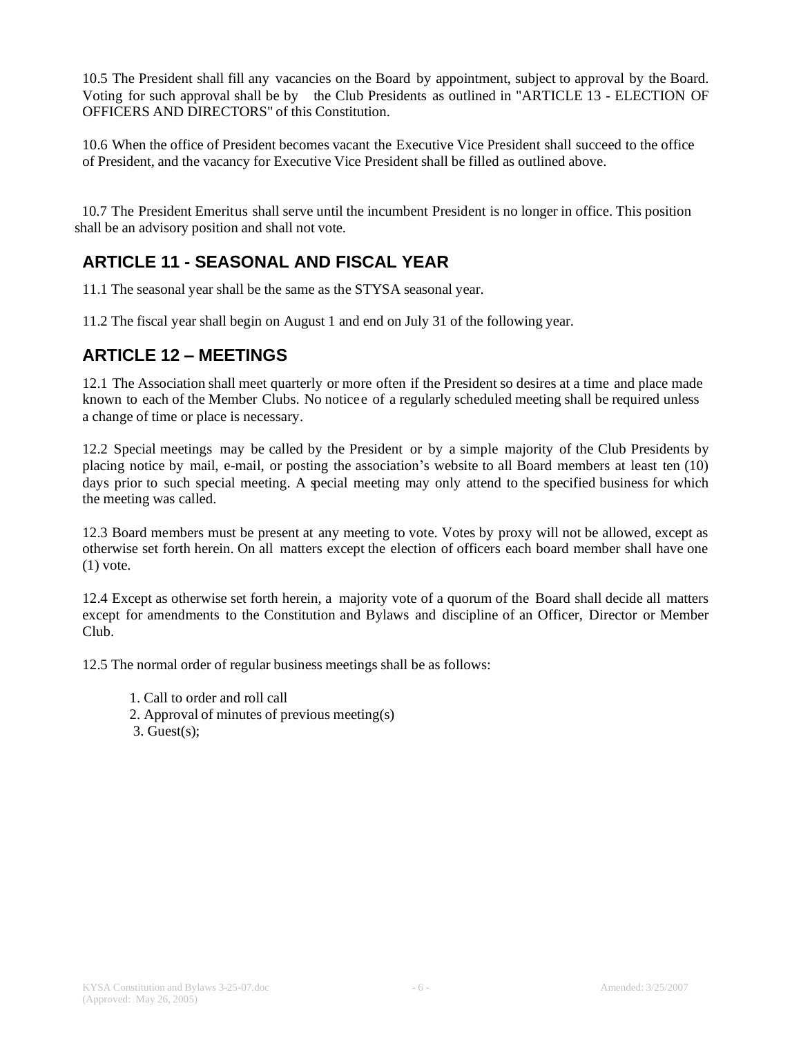10.5 The President shall fill any vacancies on the Board by appointment, subject to approval by the Board. Voting for such approval shall be by the Club Presidents as outlined in "ARTICLE 13 - ELECTION OF OFFICERS AND DIRECTORS" of this Constitution.

10.6 When the office of President becomes vacant the Executive Vice President shall succeed to the office of President, and the vacancy for Executive Vice President shall be filled as outlined above.

10.7 The President Emeritus shall serve until the incumbent President is no longer in office. This position shall be an advisory position and shall not vote.

## ARTICLE 11 - SEASONAL AND FISCAL YEAR

11.1 The seasonal year shall be the same as the STYSA seasonal year.

11.2 The fiscal year shall begin on August 1 and end on July 31 of the following year.

## ARTICLE 12 – MEETINGS

12.1 The Association shall meet quarterly or more often if the President so desires at a time and place made known to each of the Member Clubs. No notice of a regularly scheduled meeting shall be required unless a change of time or place is necessary.

12.2 Special meetings may be called by the President or by a simple majority of the Club Presidents by placing notice by mail, e-mail, or posting the association's website to all Board members at least ten (10) days prior to such special meeting. A special meeting may only attend to the specified business for which the meeting was called.

12.3 Board members must be present at any meeting to vote. Votes by proxy will not be allowed, except as otherwise set forth herein. On all matters except the election of officers each board member shall have one (1) vote.

12.4 Except as otherwise set forth herein, a majority vote of a quorum of the Board shall decide all matters except for amendments to the Constitution and Bylaws and discipline of an Officer, Director or Member Club.

12.5 The normal order of regular business meetings shall be as follows:

1. Call to order and roll call
2. Approval of minutes of previous meeting(s)
3. Guest(s);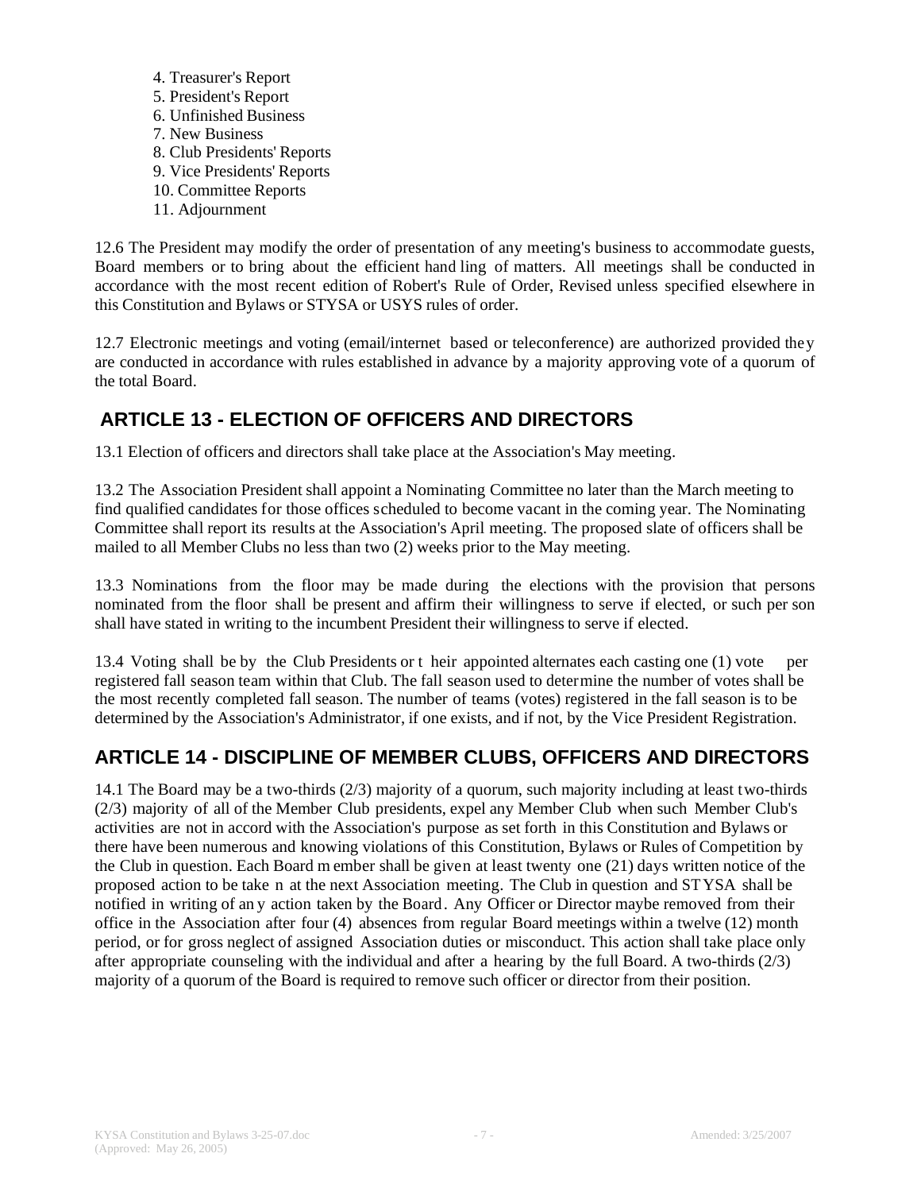4. Treasurer's Report
5. President's Report
6. Unfinished Business
7. New Business
8. Club Presidents' Reports
9. Vice Presidents' Reports
10. Committee Reports
11. Adjournment

12.6 The President may modify the order of presentation of any meeting's business to accommodate guests, Board members or to bring about the efficient hand ling of matters. All meetings shall be conducted in accordance with the most recent edition of Robert's Rule of Order, Revised unless specified elsewhere in this Constitution and Bylaws or STYSA or USYS rules of order.

12.7 Electronic meetings and voting (email/internet based or teleconference) are authorized provided they are conducted in accordance with rules established in advance by a majority approving vote of a quorum of the total Board.

## ARTICLE 13 - ELECTION OF OFFICERS AND DIRECTORS

13.1 Election of officers and directors shall take place at the Association's May meeting.

13.2 The Association President shall appoint a Nominating Committee no later than the March meeting to find qualified candidates for those offices scheduled to become vacant in the coming year. The Nominating Committee shall report its results at the Association's April meeting. The proposed slate of officers shall be mailed to all Member Clubs no less than two (2) weeks prior to the May meeting.

13.3 Nominations from the floor may be made during the elections with the provision that persons nominated from the floor shall be present and affirm their willingness to serve if elected, or such per son shall have stated in writing to the incumbent President their willingness to serve if elected.

13.4 Voting shall be by the Club Presidents or t heir appointed alternates each casting one (1) vote per registered fall season team within that Club. The fall season used to determine the number of votes shall be the most recently completed fall season. The number of teams (votes) registered in the fall season is to be determined by the Association's Administrator, if one exists, and if not, by the Vice President Registration.

## ARTICLE 14 - DISCIPLINE OF MEMBER CLUBS, OFFICERS AND DIRECTORS

14.1 The Board may be a two-thirds (2/3) majority of a quorum, such majority including at least two-thirds (2/3) majority of all of the Member Club presidents, expel any Member Club when such Member Club's activities are not in accord with the Association's purpose as set forth in this Constitution and Bylaws or there have been numerous and knowing violations of this Constitution, Bylaws or Rules of Competition by the Club in question. Each Board m ember shall be given at least twenty one (21) days written notice of the proposed action to be take n at the next Association meeting. The Club in question and STYSA shall be notified in writing of an y action taken by the Board. Any Officer or Director maybe removed from their office in the Association after four (4) absences from regular Board meetings within a twelve (12) month period, or for gross neglect of assigned Association duties or misconduct. This action shall take place only after appropriate counseling with the individual and after a hearing by the full Board. A two-thirds (2/3) majority of a quorum of the Board is required to remove such officer or director from their position.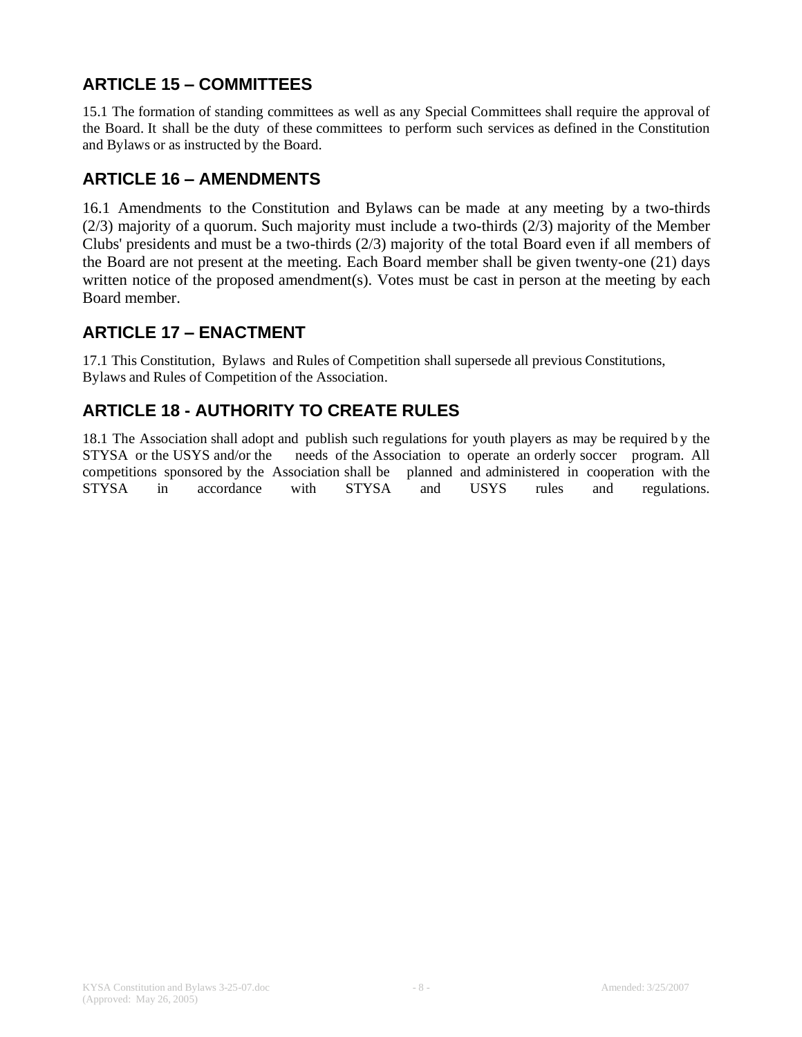## ARTICLE 15 – COMMITTEES

15.1 The formation of standing committees as well as any Special Committees shall require the approval of the Board. It shall be the duty of these committees to perform such services as defined in the Constitution and Bylaws or as instructed by the Board.

## ARTICLE 16 – AMENDMENTS

16.1 Amendments to the Constitution and Bylaws can be made at any meeting by a two-thirds (2/3) majority of a quorum. Such majority must include a two-thirds (2/3) majority of the Member Clubs' presidents and must be a two-thirds (2/3) majority of the total Board even if all members of the Board are not present at the meeting. Each Board member shall be given twenty-one (21) days written notice of the proposed amendment(s). Votes must be cast in person at the meeting by each Board member.

## ARTICLE 17 – ENACTMENT

17.1 This Constitution, Bylaws and Rules of Competition shall supersede all previous Constitutions, Bylaws and Rules of Competition of the Association.

## ARTICLE 18 - AUTHORITY TO CREATE RULES

18.1 The Association shall adopt and publish such regulations for youth players as may be required by the STYSA or the USYS and/or the needs of the Association to operate an orderly soccer program. All competitions sponsored by the Association shall be planned and administered in cooperation with the STYSA in accordance with STYSA and USYS rules and regulations.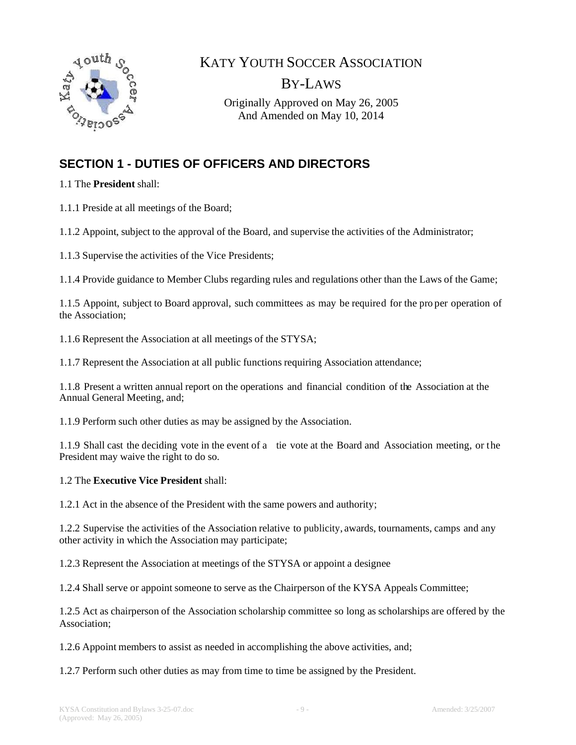KATY YOUTH SOCCER ASSOCIATION

BY-LAWS

Originally Approved on May 26, 2005
And Amended on May 10, 2014

## SECTION 1 - DUTIES OF OFFICERS AND DIRECTORS

1.1 The **President** shall:

1.1.1 Preside at all meetings of the Board;

1.1.2 Appoint, subject to the approval of the Board, and supervise the activities of the Administrator;

1.1.3 Supervise the activities of the Vice Presidents;

1.1.4 Provide guidance to Member Clubs regarding rules and regulations other than the Laws of the Game;

1.1.5 Appoint, subject to Board approval, such committees as may be required for the proper operation of the Association;

1.1.6 Represent the Association at all meetings of the STYSA;

1.1.7 Represent the Association at all public functions requiring Association attendance;

1.1.8 Present a written annual report on the operations and financial condition of the Association at the Annual General Meeting, and;

1.1.9 Perform such other duties as may be assigned by the Association.

1.1.9 Shall cast the deciding vote in the event of a tie vote at the Board and Association meeting, or the President may waive the right to do so.

1.2 The **Executive Vice President** shall:

1.2.1 Act in the absence of the President with the same powers and authority;

1.2.2 Supervise the activities of the Association relative to publicity, awards, tournaments, camps and any other activity in which the Association may participate;

1.2.3 Represent the Association at meetings of the STYSA or appoint a designee

1.2.4 Shall serve or appoint someone to serve as the Chairperson of the KYSA Appeals Committee;

1.2.5 Act as chairperson of the Association scholarship committee so long as scholarships are offered by the Association;

1.2.6 Appoint members to assist as needed in accomplishing the above activities, and;

1.2.7 Perform such other duties as may from time to time be assigned by the President.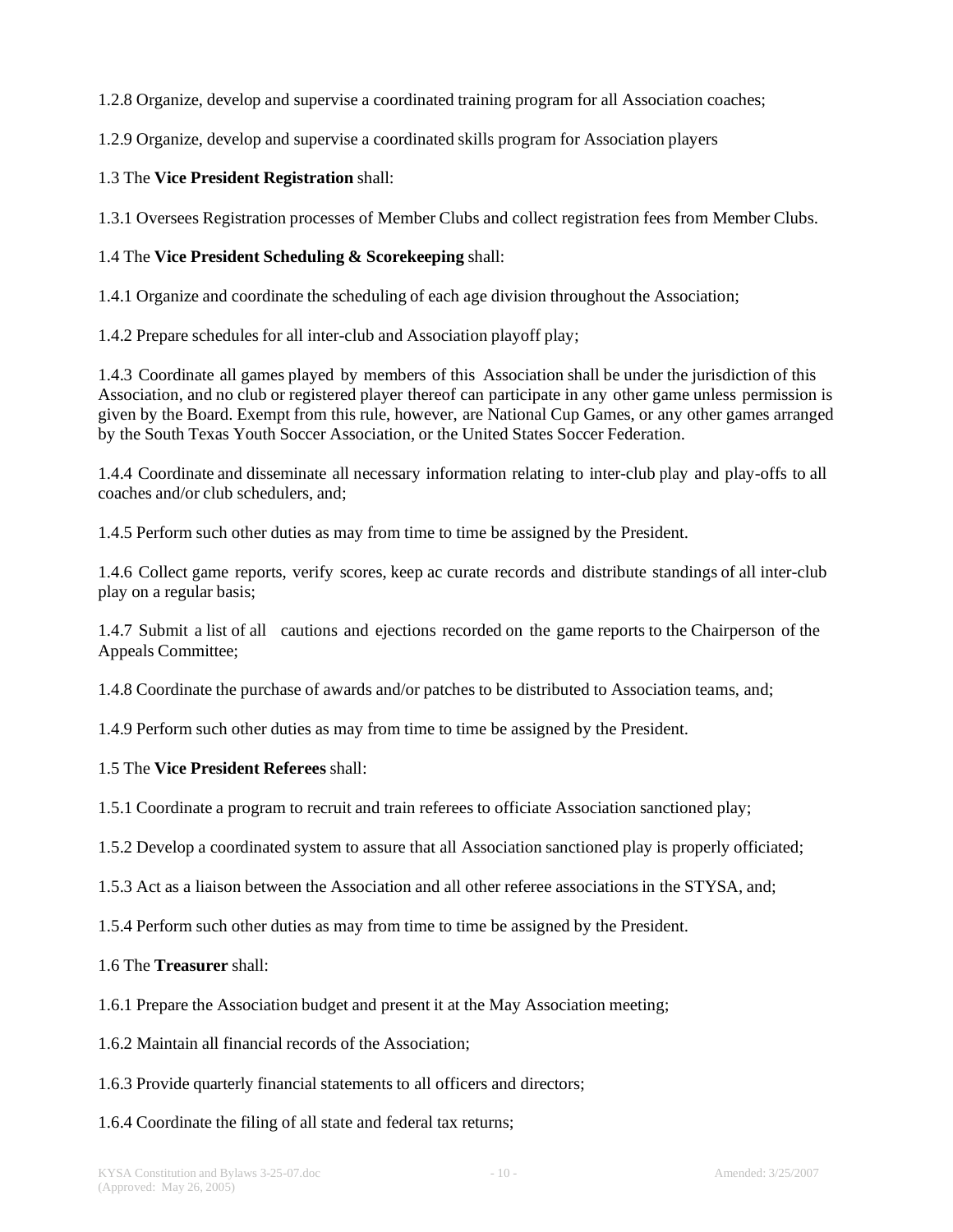1.2.8 Organize, develop and supervise a coordinated training program for all Association coaches;

1.2.9 Organize, develop and supervise a coordinated skills program for Association players

1.3 The **Vice President Registration** shall:

1.3.1 Oversees Registration processes of Member Clubs and collect registration fees from Member Clubs.

1.4 The **Vice President Scheduling & Scorekeeping** shall:

1.4.1 Organize and coordinate the scheduling of each age division throughout the Association;

1.4.2 Prepare schedules for all inter-club and Association playoff play;

1.4.3 Coordinate all games played by members of this Association shall be under the jurisdiction of this Association, and no club or registered player thereof can participate in any other game unless permission is given by the Board. Exempt from this rule, however, are National Cup Games, or any other games arranged by the South Texas Youth Soccer Association, or the United States Soccer Federation.

1.4.4 Coordinate and disseminate all necessary information relating to inter-club play and play-offs to all coaches and/or club schedulers, and;

1.4.5 Perform such other duties as may from time to time be assigned by the President.

1.4.6 Collect game reports, verify scores, keep ac curate records and distribute standings of all inter-club play on a regular basis;

1.4.7 Submit a list of all cautions and ejections recorded on the game reports to the Chairperson of the Appeals Committee;

1.4.8 Coordinate the purchase of awards and/or patches to be distributed to Association teams, and;

1.4.9 Perform such other duties as may from time to time be assigned by the President.

1.5 The **Vice President Referees** shall:

1.5.1 Coordinate a program to recruit and train referees to officiate Association sanctioned play;

1.5.2 Develop a coordinated system to assure that all Association sanctioned play is properly officiated;

1.5.3 Act as a liaison between the Association and all other referee associations in the STYSA, and;

1.5.4 Perform such other duties as may from time to time be assigned by the President.

1.6 The **Treasurer** shall:

1.6.1 Prepare the Association budget and present it at the May Association meeting;

1.6.2 Maintain all financial records of the Association;

1.6.3 Provide quarterly financial statements to all officers and directors;

1.6.4 Coordinate the filing of all state and federal tax returns;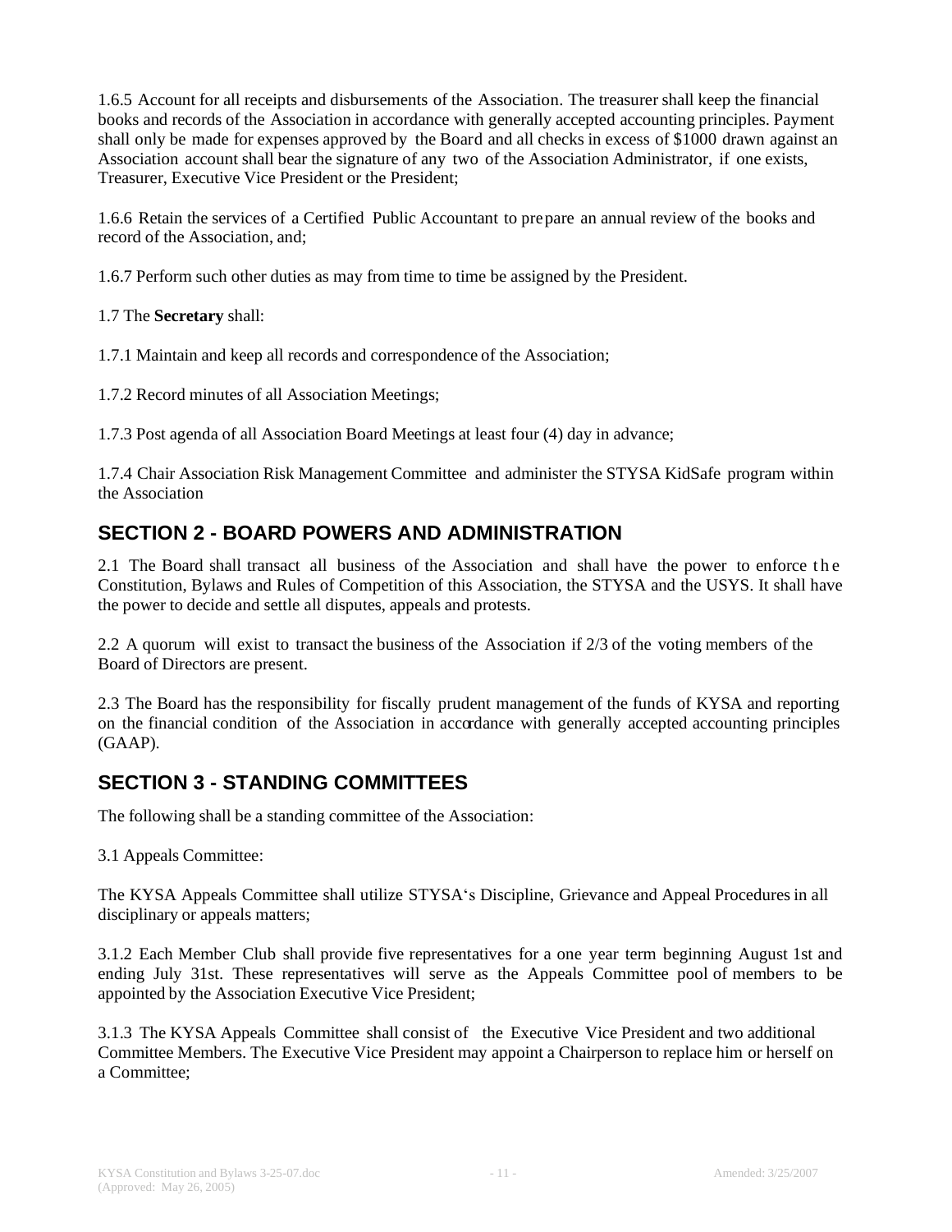1.6.5 Account for all receipts and disbursements of the Association. The treasurer shall keep the financial books and records of the Association in accordance with generally accepted accounting principles. Payment shall only be made for expenses approved by the Board and all checks in excess of $1000 drawn against an Association account shall bear the signature of any two of the Association Administrator, if one exists, Treasurer, Executive Vice President or the President;

1.6.6 Retain the services of a Certified Public Accountant to prepare an annual review of the books and record of the Association, and;

1.6.7 Perform such other duties as may from time to time be assigned by the President.

1.7 The **Secretary** shall:

1.7.1 Maintain and keep all records and correspondence of the Association;

1.7.2 Record minutes of all Association Meetings;

1.7.3 Post agenda of all Association Board Meetings at least four (4) day in advance;

1.7.4 Chair Association Risk Management Committee and administer the STYSA KidSafe program within the Association

## SECTION 2 - BOARD POWERS AND ADMINISTRATION

2.1 The Board shall transact all business of the Association and shall have the power to enforce the Constitution, Bylaws and Rules of Competition of this Association, the STYSA and the USYS. It shall have the power to decide and settle all disputes, appeals and protests.

2.2 A quorum will exist to transact the business of the Association if 2/3 of the voting members of the Board of Directors are present.

2.3 The Board has the responsibility for fiscally prudent management of the funds of KYSA and reporting on the financial condition of the Association in accordance with generally accepted accounting principles (GAAP).

## SECTION 3 - STANDING COMMITTEES

The following shall be a standing committee of the Association:

3.1 Appeals Committee:

The KYSA Appeals Committee shall utilize STYSA's Discipline, Grievance and Appeal Procedures in all disciplinary or appeals matters;

3.1.2 Each Member Club shall provide five representatives for a one year term beginning August 1st and ending July 31st. These representatives will serve as the Appeals Committee pool of members to be appointed by the Association Executive Vice President;

3.1.3 The KYSA Appeals Committee shall consist of the Executive Vice President and two additional Committee Members. The Executive Vice President may appoint a Chairperson to replace him or herself on a Committee;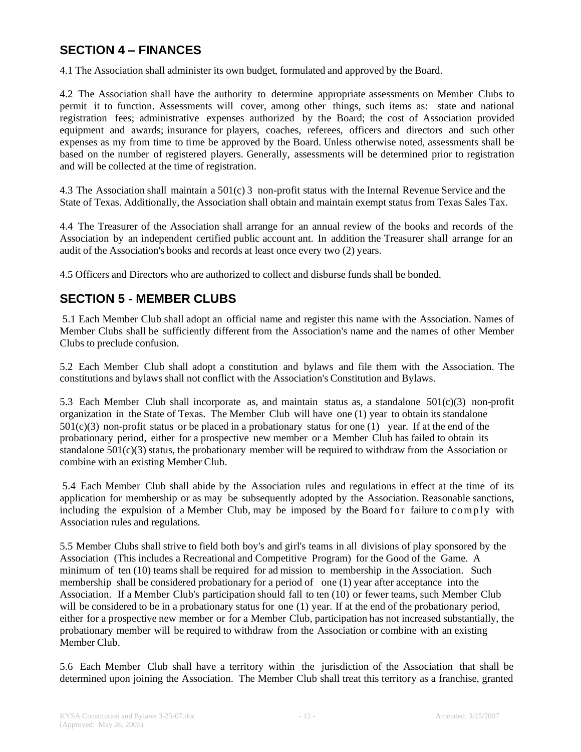## SECTION 4 – FINANCES

4.1 The Association shall administer its own budget, formulated and approved by the Board.

4.2 The Association shall have the authority to determine appropriate assessments on Member Clubs to permit it to function. Assessments will cover, among other things, such items as: state and national registration fees; administrative expenses authorized by the Board; the cost of Association provided equipment and awards; insurance for players, coaches, referees, officers and directors and such other expenses as my from time to time be approved by the Board. Unless otherwise noted, assessments shall be based on the number of registered players. Generally, assessments will be determined prior to registration and will be collected at the time of registration.

4.3 The Association shall maintain a 501(c) 3 non-profit status with the Internal Revenue Service and the State of Texas. Additionally, the Association shall obtain and maintain exempt status from Texas Sales Tax.

4.4 The Treasurer of the Association shall arrange for an annual review of the books and records of the Association by an independent certified public account ant. In addition the Treasurer shall arrange for an audit of the Association's books and records at least once every two (2) years.

4.5 Officers and Directors who are authorized to collect and disburse funds shall be bonded.

## SECTION 5 - MEMBER CLUBS

5.1 Each Member Club shall adopt an official name and register this name with the Association. Names of Member Clubs shall be sufficiently different from the Association's name and the names of other Member Clubs to preclude confusion.

5.2 Each Member Club shall adopt a constitution and bylaws and file them with the Association. The constitutions and bylaws shall not conflict with the Association's Constitution and Bylaws.

5.3 Each Member Club shall incorporate as, and maintain status as, a standalone 501(c)(3) non-profit organization in the State of Texas. The Member Club will have one (1) year to obtain its standalone 501(c)(3) non-profit status or be placed in a probationary status for one (1) year. If at the end of the probationary period, either for a prospective new member or a Member Club has failed to obtain its standalone 501(c)(3) status, the probationary member will be required to withdraw from the Association or combine with an existing Member Club.

5.4 Each Member Club shall abide by the Association rules and regulations in effect at the time of its application for membership or as may be subsequently adopted by the Association. Reasonable sanctions, including the expulsion of a Member Club, may be imposed by the Board for failure to comply with Association rules and regulations.

5.5 Member Clubs shall strive to field both boy's and girl's teams in all divisions of play sponsored by the Association (This includes a Recreational and Competitive Program) for the Good of the Game. A minimum of ten (10) teams shall be required for ad mission to membership in the Association. Such membership shall be considered probationary for a period of one (1) year after acceptance into the Association. If a Member Club's participation should fall to ten (10) or fewer teams, such Member Club will be considered to be in a probationary status for one (1) year. If at the end of the probationary period, either for a prospective new member or for a Member Club, participation has not increased substantially, the probationary member will be required to withdraw from the Association or combine with an existing Member Club.

5.6 Each Member Club shall have a territory within the jurisdiction of the Association that shall be determined upon joining the Association. The Member Club shall treat this territory as a franchise, granted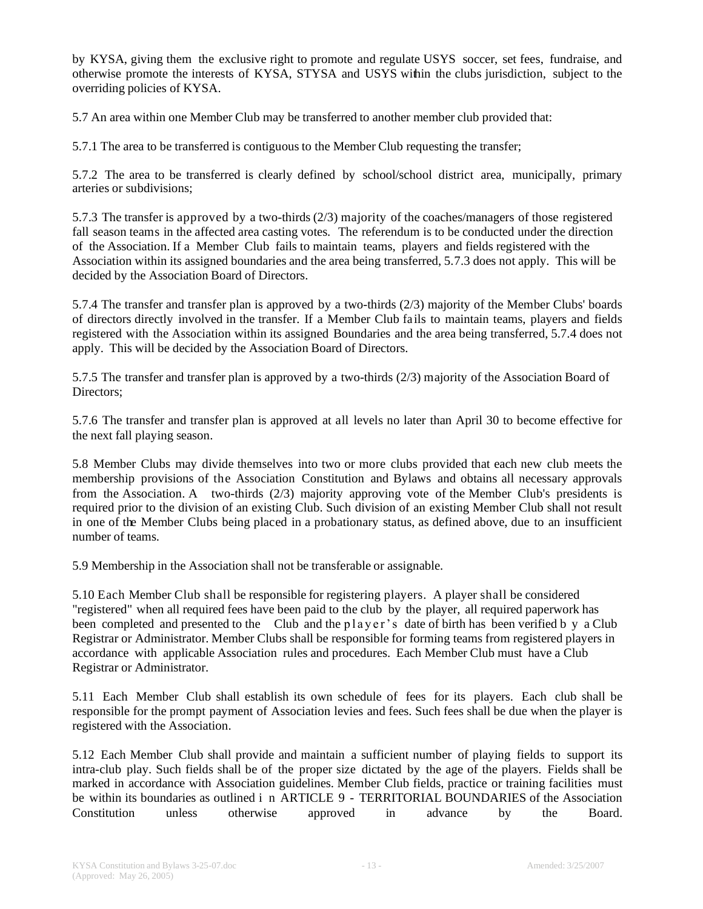by KYSA, giving them the exclusive right to promote and regulate USYS soccer, set fees, fundraise, and otherwise promote the interests of KYSA, STYSA and USYS within the clubs jurisdiction, subject to the overriding policies of KYSA.

5.7 An area within one Member Club may be transferred to another member club provided that:

5.7.1 The area to be transferred is contiguous to the Member Club requesting the transfer;

5.7.2 The area to be transferred is clearly defined by school/school district area, municipally, primary arteries or subdivisions;

5.7.3 The transfer is approved by a two-thirds (2/3) majority of the coaches/managers of those registered fall season teams in the affected area casting votes. The referendum is to be conducted under the direction of the Association. If a Member Club fails to maintain teams, players and fields registered with the Association within its assigned boundaries and the area being transferred, 5.7.3 does not apply. This will be decided by the Association Board of Directors.

5.7.4 The transfer and transfer plan is approved by a two-thirds (2/3) majority of the Member Clubs' boards of directors directly involved in the transfer. If a Member Club fails to maintain teams, players and fields registered with the Association within its assigned Boundaries and the area being transferred, 5.7.4 does not apply. This will be decided by the Association Board of Directors.

5.7.5 The transfer and transfer plan is approved by a two-thirds (2/3) majority of the Association Board of Directors;

5.7.6 The transfer and transfer plan is approved at all levels no later than April 30 to become effective for the next fall playing season.

5.8 Member Clubs may divide themselves into two or more clubs provided that each new club meets the membership provisions of the Association Constitution and Bylaws and obtains all necessary approvals from the Association. A two-thirds (2/3) majority approving vote of the Member Club's presidents is required prior to the division of an existing Club. Such division of an existing Member Club shall not result in one of the Member Clubs being placed in a probationary status, as defined above, due to an insufficient number of teams.

5.9 Membership in the Association shall not be transferable or assignable.

5.10 Each Member Club shall be responsible for registering players. A player shall be considered "registered" when all required fees have been paid to the club by the player, all required paperwork has been completed and presented to the Club and the player's date of birth has been verified by a Club Registrar or Administrator. Member Clubs shall be responsible for forming teams from registered players in accordance with applicable Association rules and procedures. Each Member Club must have a Club Registrar or Administrator.

5.11 Each Member Club shall establish its own schedule of fees for its players. Each club shall be responsible for the prompt payment of Association levies and fees. Such fees shall be due when the player is registered with the Association.

5.12 Each Member Club shall provide and maintain a sufficient number of playing fields to support its intra-club play. Such fields shall be of the proper size dictated by the age of the players. Fields shall be marked in accordance with Association guidelines. Member Club fields, practice or training facilities must be within its boundaries as outlined in ARTICLE 9 - TERRITORIAL BOUNDARIES of the Association Constitution unless otherwise approved in advance by the Board.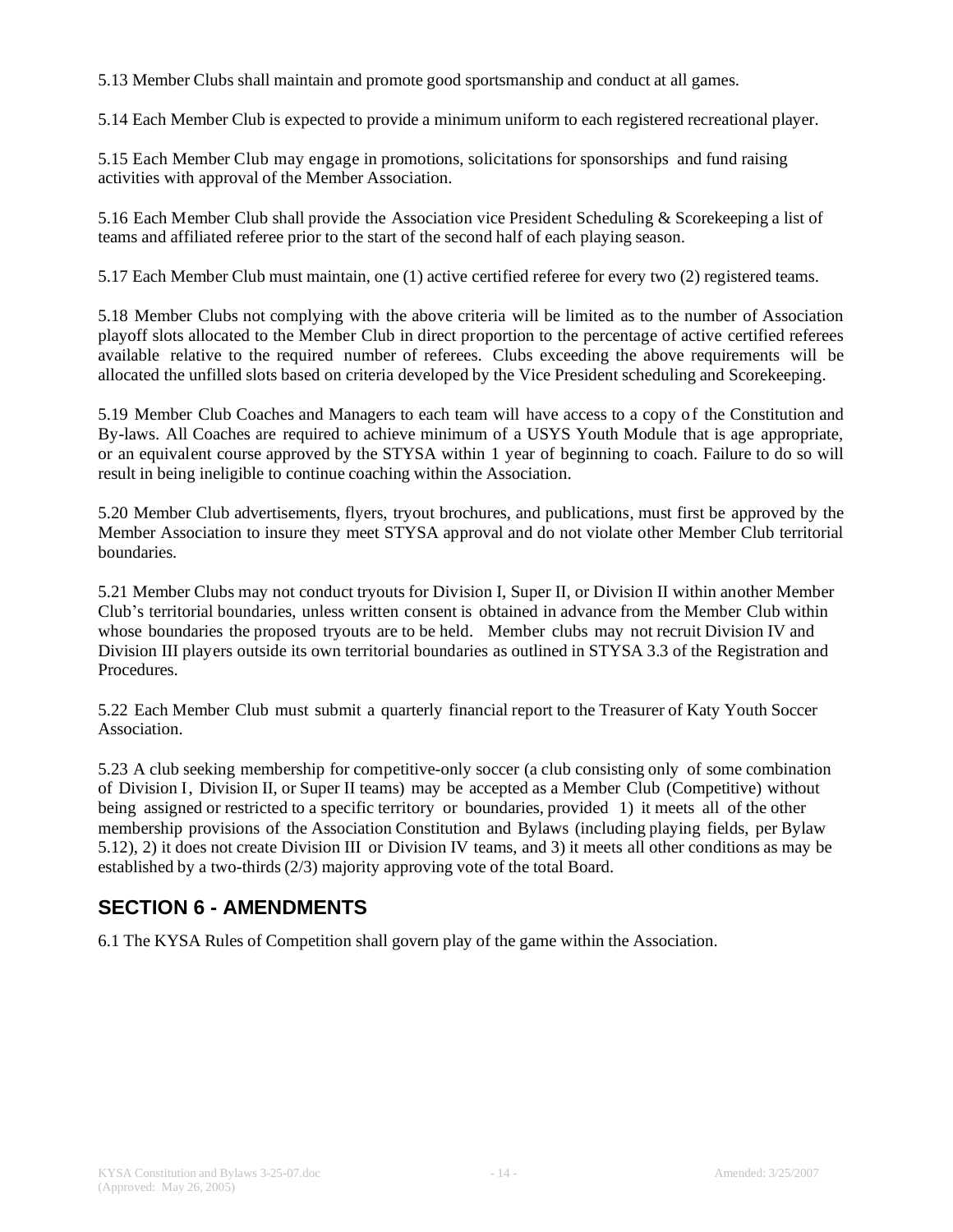5.13 Member Clubs shall maintain and promote good sportsmanship and conduct at all games.

5.14 Each Member Club is expected to provide a minimum uniform to each registered recreational player.

5.15 Each Member Club may engage in promotions, solicitations for sponsorships and fund raising activities with approval of the Member Association.

5.16 Each Member Club shall provide the Association vice President Scheduling & Scorekeeping a list of teams and affiliated referee prior to the start of the second half of each playing season.

5.17 Each Member Club must maintain, one (1) active certified referee for every two (2) registered teams.

5.18 Member Clubs not complying with the above criteria will be limited as to the number of Association playoff slots allocated to the Member Club in direct proportion to the percentage of active certified referees available relative to the required number of referees. Clubs exceeding the above requirements will be allocated the unfilled slots based on criteria developed by the Vice President scheduling and Scorekeeping.

5.19 Member Club Coaches and Managers to each team will have access to a copy of the Constitution and By-laws. All Coaches are required to achieve minimum of a USYS Youth Module that is age appropriate, or an equivalent course approved by the STYSA within 1 year of beginning to coach. Failure to do so will result in being ineligible to continue coaching within the Association.

5.20 Member Club advertisements, flyers, tryout brochures, and publications, must first be approved by the Member Association to insure they meet STYSA approval and do not violate other Member Club territorial boundaries.

5.21 Member Clubs may not conduct tryouts for Division I, Super II, or Division II within another Member Club's territorial boundaries, unless written consent is obtained in advance from the Member Club within whose boundaries the proposed tryouts are to be held. Member clubs may not recruit Division IV and Division III players outside its own territorial boundaries as outlined in STYSA 3.3 of the Registration and Procedures.

5.22 Each Member Club must submit a quarterly financial report to the Treasurer of Katy Youth Soccer Association.

5.23 A club seeking membership for competitive-only soccer (a club consisting only of some combination of Division I, Division II, or Super II teams) may be accepted as a Member Club (Competitive) without being assigned or restricted to a specific territory or boundaries, provided 1) it meets all of the other membership provisions of the Association Constitution and Bylaws (including playing fields, per Bylaw 5.12), 2) it does not create Division III or Division IV teams, and 3) it meets all other conditions as may be established by a two-thirds (2/3) majority approving vote of the total Board.

## SECTION 6 - AMENDMENTS

6.1 The KYSA Rules of Competition shall govern play of the game within the Association.